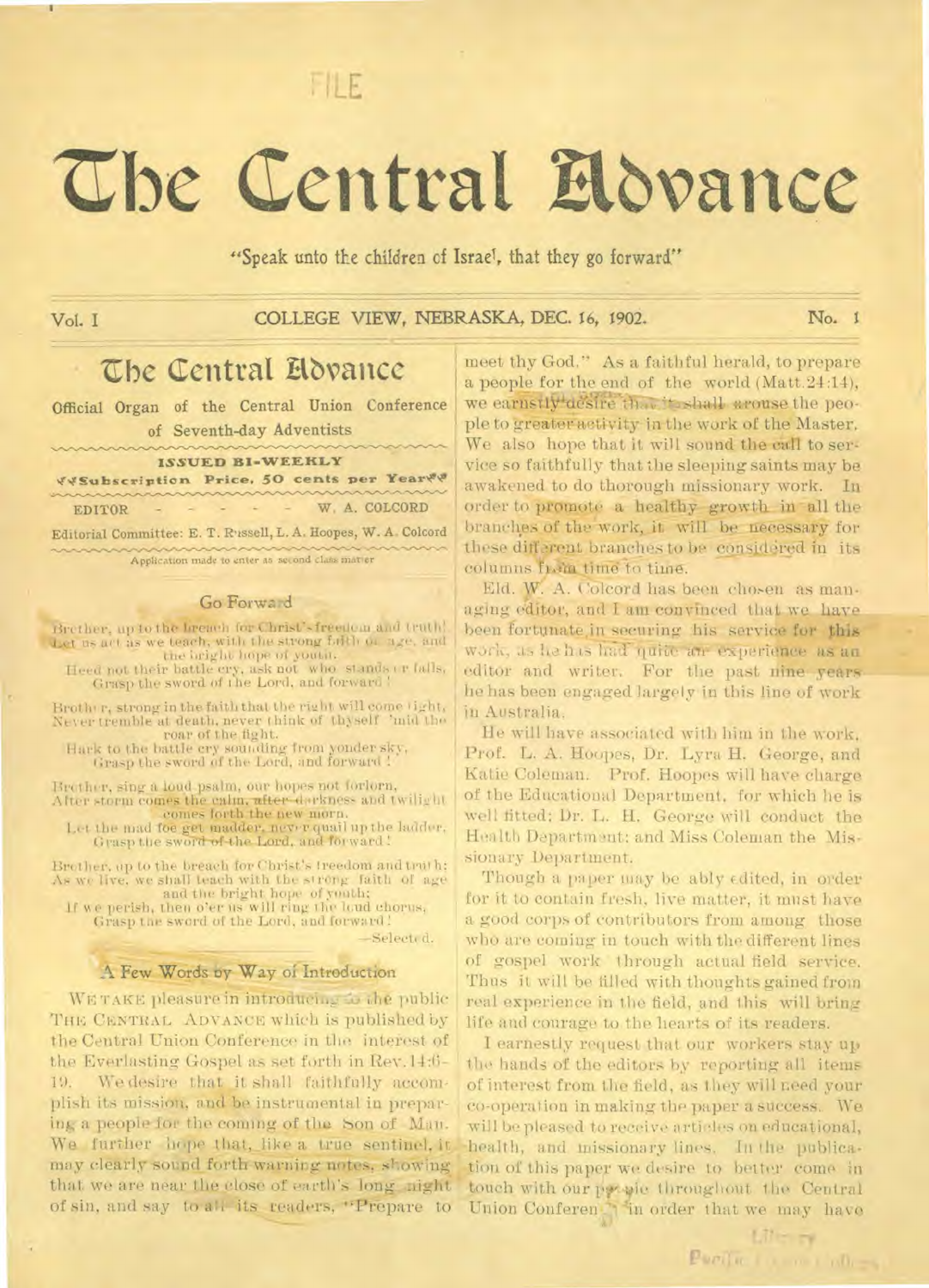FILE

# The Central Advance

"Speak unto the children of Israel, that they go forward"

Vol. I COLLEGE VIEW, NEBRASKA, DEC. 16, 1902. No. 1

## The Central Advance

Official Organ of the Central Union Conference of Seventh-day Adventists

**ISSUED BI-WEEKLY**

Subscription Price. 50 cents per Year

EDITOR - - - - - W. A. COLCORD

Editorial Committee: E. T. Russell, L. A. Hoopes, W. A. Colcord

Application made to enter as second class matter

### Go Forward

Brother, up to the breach for Christ's freedom and truth!
Let us act as we teach, with the strong faith of age, and the bright hope of youth.
Heed not their battle cry, ask not who stands or falls,
Grasp the sword of the Lord, and forward!

Brother, strong in the faith that the right will come right,
Never tremble at death, never think of thyself 'mid the roar of the fight.
Hark to the battle cry sounding from yonder sky,
Grasp the sword of the Lord, and forward!

Brother, sing a loud psalm, our hopes not forlorn,
After storm comes the calm, after darkness and twilight comes forth the new morn.
Let the mad foe get madder, never quail up the ladder,
Grasp the sword of the Lord, and forward!

Brother, up to the breach for Christ's freedom and truth:
As we live, we shall teach with the strong faith of age and the bright hope of youth;
If we perish, then o'er us will ring the loud chorus,
Grasp the sword of the Lord, and forward!

—Selected.

### A Few Words by Way of Introduction

WE TAKE pleasure in introducing to the public THE CENTRAL ADVANCE which is published by the Central Union Conference in the interest of the Everlasting Gospel as set forth in Rev. 14:6-10. We desire that it shall faithfully accomplish its mission, and be instrumental in preparing a people for the coming of the Son of Man. We further hope that, like a true sentinel, it may clearly sound forth warning notes, showing that we are near the close of earth's long night of sin, and say to all its readers, "Prepare to meet thy God." As a faithful herald, to prepare a people for the end of the world (Matt. 24:14), we earnestly desire that it shall arouse the people to greater activity in the work of the Master. We also hope that it will sound the call to service so faithfully that the sleeping saints may be awakened to do thorough missionary work. In order to promote a healthy growth in all the branches of the work, it will be necessary for these different branches to be considered in its columns from time to time.

Eld. W. A. Colcord has been chosen as managing editor, and I am convinced that we have been fortunate in securing his service for this work, as he has had quite an experience as an editor and writer. For the past nine years he has been engaged largely in this line of work in Australia.

He will have associated with him in the work, Prof. L. A. Hoopes, Dr. Lyra H. George, and Katie Coleman. Prof. Hoopes will have charge of the Educational Department, for which he is well fitted; Dr. L. H. George will conduct the Health Department; and Miss Coleman the Missionary Department.

Though a paper may be ably edited, in order for it to contain fresh, live matter, it must have a good corps of contributors from among those who are coming in touch with the different lines of gospel work through actual field service. Thus it will be filled with thoughts gained from real experience in the field, and this will bring life and courage to the hearts of its readers.

I earnestly request that our workers stay up the hands of the editors by reporting all items of interest from the field, as they will need your co-operation in making the paper a success. We will be pleased to receive articles on educational, health, and missionary lines. In the publication of this paper we desire to better come in touch with our people throughout the Central Union Conference in order that we may have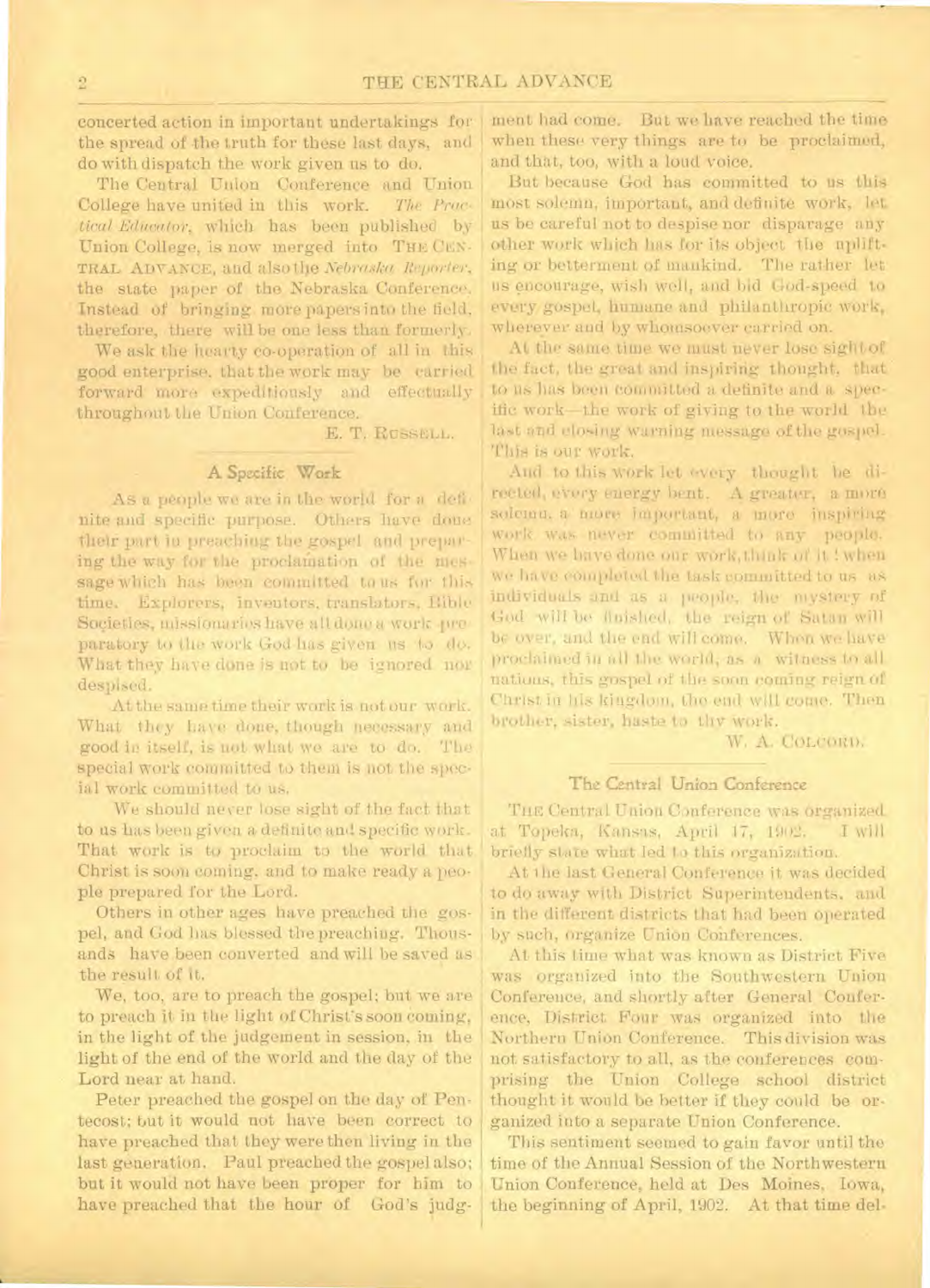concerted action in important undertakings for the spread of the truth for these last days, and do with dispatch the work given us to do.

The Central Union Conference and Union College have united in this work. *The Practical Educator*, which has been published by Union College, is now merged into THE CENTRAL ADVANCE, and also the *Nebraska Reporter*, the state paper of the Nebraska Conference. Instead of bringing more papers into the field, therefore, there will be one less than formerly.

We ask the hearty co-operation of all in this good enterprise, that the work may be carried forward more expeditiously and effectually throughout the Union Conference.

E. T. RUSSELL.

## A Specific Work

As a people we are in the world for a definite and specific purpose. Others have done their part in preaching the gospel and preparing the way for the proclamation of the message which has been committed to us for this time. Explorers, inventors, translators, Bible Societies, missionaries have all done a work preparatory to the work God has given us to do. What they have done is not to be ignored nor despised.

At the same time their work is not our work. What they have done, though necessary and good in itself, is not what we are to do. The special work committed to them is not the special work committed to us.

We should never lose sight of the fact that to us has been given a definite and specific work. That work is to proclaim to the world that Christ is soon coming, and to make ready a people prepared for the Lord.

Others in other ages have preached the gospel, and God has blessed the preaching. Thousands have been converted and will be saved as the result of it.

We, too, are to preach the gospel; but we are to preach it in the light of Christ's soon coming, in the light of the judgement in session, in the light of the end of the world and the day of the Lord near at hand.

Peter preached the gospel on the day of Pentecost; but it would not have been correct to have preached that they were then living in the last generation. Paul preached the gospel also; but it would not have been proper for him to have preached that the hour of God's judgment had come. But we have reached the time when these very things are to be proclaimed, and that, too, with a loud voice.

But because God has committed to us this most solemn, important, and definite work, let us be careful not to despise nor disparage any other work which has for its object the uplifting or betterment of mankind. The rather let us encourage, wish well, and bid God-speed to every gospel, humane and philanthropic work, wherever and by whomsoever carried on.

At the same time we must never lose sight of the fact, the great and inspiring thought, that to us has been committed a definite and a specific work—the work of giving to the world the last and closing warning message of the gospel. This is our work.

And to this work let every thought be directed, every energy bent. A greater, a more solemn, a more important, a more inspiring work was never committed to any people. When we have done our work, think of it! when we have completed the task committed to us as individuals and as a people, the mystery of God will be finished, the reign of Satan will be over, and the end will come. When we have proclaimed in all the world, as a witness to all nations, this gospel of the soon coming reign of Christ in his kingdom, the end will come. Then brother, sister, haste to thy work.

W. A. COLCORD.

## The Central Union Conference

THE Central Union Conference was organized at Topeka, Kansas, April 17, 1902. I will briefly state what led to this organization.

At the last General Conference it was decided to do away with District Superintendents, and in the different districts that had been operated by such, organize Union Conferences.

At this time what was known as District Five was organized into the Southwestern Union Conference, and shortly after General Conference, District Four was organized into the Northern Union Conference. This division was not satisfactory to all, as the conferences comprising the Union College school district thought it would be better if they could be organized into a separate Union Conference.

This sentiment seemed to gain favor until the time of the Annual Session of the Northwestern Union Conference, held at Des Moines, Iowa, the beginning of April, 1902. At that time del-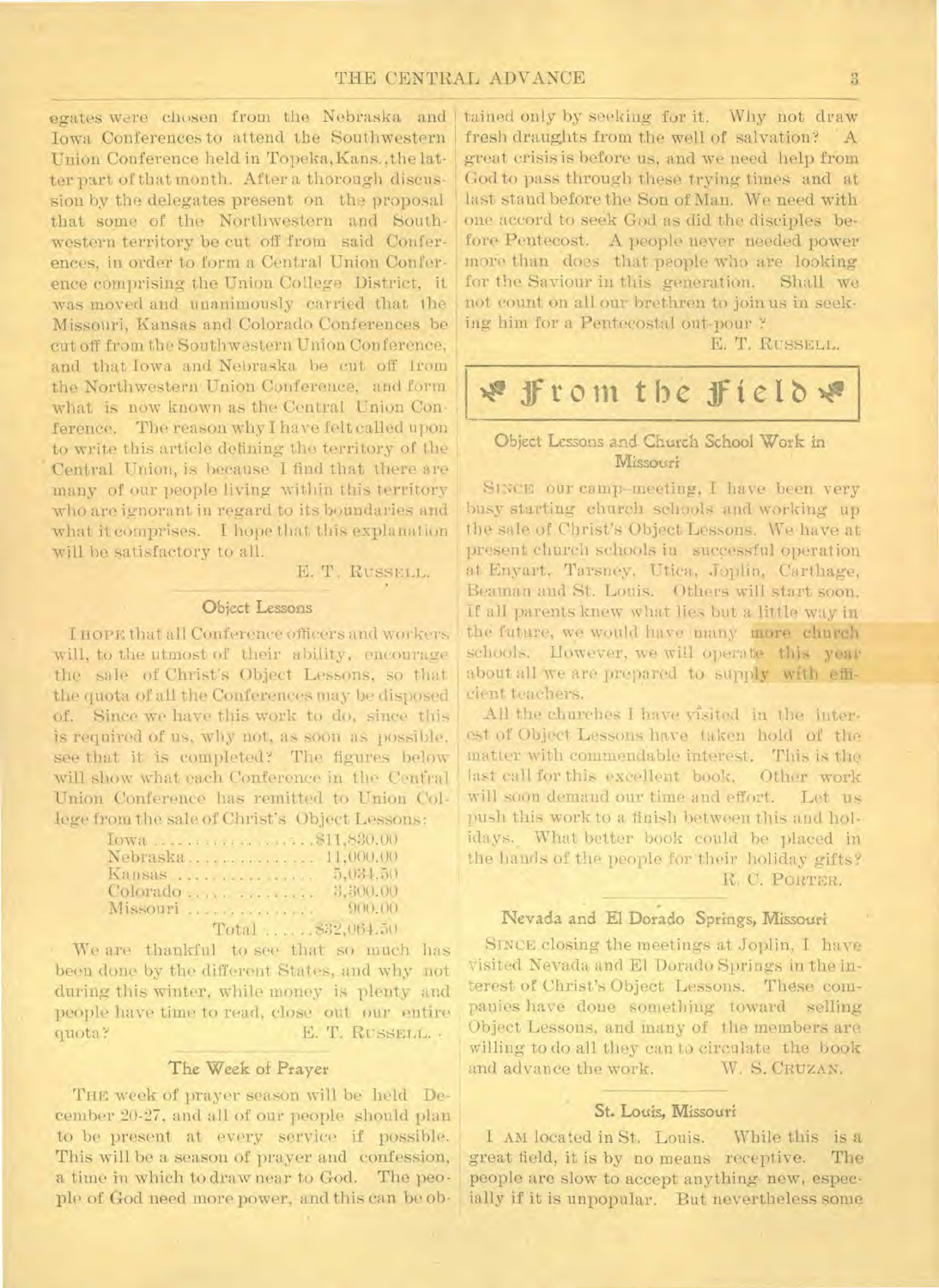egates were chosen from the Nebraska and Iowa Conferences to attend the Southwestern Union Conference held in Topeka, Kans., the latter part of that month. After a thorough discussion by the delegates present on the proposal that some of the Northwestern and Southwestern territory be cut off from said Conferences, in order to form a Central Union Conference comprising the Union College District, it was moved and unanimously carried that the Missouri, Kansas and Colorado Conferences be cut off from the Southwestern Union Conference, and that Iowa and Nebraska be cut off from the Northwestern Union Conference, and form what is now known as the Central Union Conference. The reason why I have felt called upon to write this article defining the territory of the Central Union, is because I find that there are many of our people living within this territory who are ignorant in regard to its boundaries and what it comprises. I hope that this explanation will be satisfactory to all.

E. T. RUSSELL.

### Object Lessons

I HOPE that all Conference officers and workers will, to the utmost of their ability, encourage the sale of Christ's Object Lessons, so that the quota of all the Conferences may be disposed of. Since we have this work to do, since this is required of us, why not, as soon as possible, see that it is completed? The figures below will show what each Conference in the Central Union Conference has remitted to Union College from the sale of Christ's Object Lessons:

| | |
|---|---|
| Iowa | $11,830.00 |
| Nebraska | 11,000.00 |
| Kansas | 5,034.50 |
| Colorado | 3,300.00 |
| Missouri | 900.00 |
| Total | $32,064.50 |

We are thankful to see that so much has been done by the different States, and why not during this winter, while money is plenty and people have time to read, close out our entire quota?

E. T. RUSSELL.

### The Week of Prayer

THE week of prayer season will be held December 20-27, and all of our people should plan to be present at every service if possible. This will be a season of prayer and confession, a time in which to draw near to God. The people of God need more power, and this can be obtained only by seeking for it. Why not draw fresh draughts from the well of salvation? A great crisis is before us, and we need help from God to pass through these trying times and at last stand before the Son of Man. We need with one accord to seek God as did the disciples before Pentecost. A people never needed power more than does that people who are looking for the Saviour in this generation. Shall we not count on all our brethren to join us in seeking him for a Pentecostal out-pour?

E. T. RUSSELL.

## From the Field

### Object Lessons and Church School Work in Missouri

SINCE our camp-meeting, I have been very busy starting church schools and working up the sale of Christ's Object Lessons. We have at present church schools in successful operation at Enyart, Tarsney, Utica, Joplin, Carthage, Beaman and St. Louis. Others will start soon. If all parents knew what lies but a little way in the future, we would have many more church schools. However, we will operate this year about all we are prepared to supply with efficient teachers.

All the churches I have visited in the interest of Object Lessons have taken hold of the matter with commendable interest. This is the last call for this excellent book. Other work will soon demand our time and effort. Let us push this work to a finish between this and holidays. What better book could be placed in the hands of the people for their holiday gifts?

R. C. PORTER.

### Nevada and El Dorado Springs, Missouri

SINCE closing the meetings at Joplin, I have visited Nevada and El Dorado Springs in the interest of Christ's Object Lessons. These companies have done something toward selling Object Lessons, and many of the members are willing to do all they can to circulate the book and advance the work.

W. S. CRUZAN.

### St. Louis, Missouri

I AM located in St. Louis. While this is a great field, it is by no means receptive. The people are slow to accept anything new, especially if it is unpopular. But nevertheless some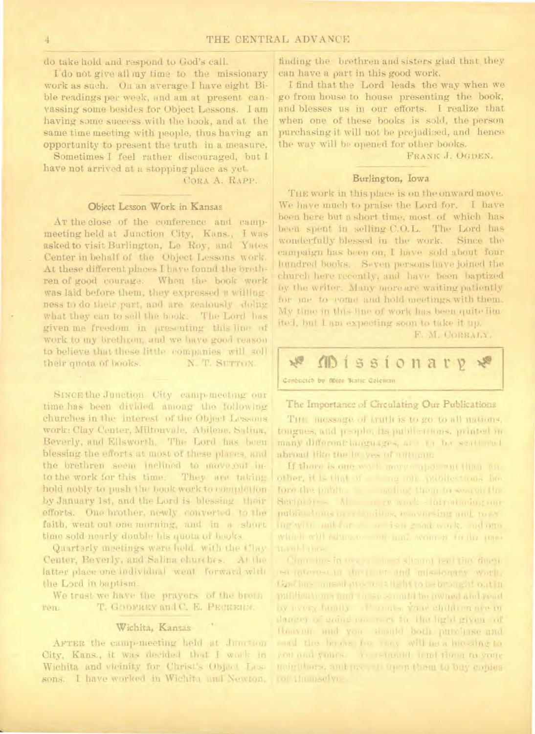do take hold and respond to God's call.

I do not give all my time to the missionary work as such. On an average I have eight Bible readings per week, and am at present canvassing some besides for Object Lessons. I am having some success with the book, and at the same time meeting with people, thus having an opportunity to present the truth in a measure.

Sometimes I feel rather discouraged, but I have not arrived at a stopping place as yet.

CORA A. RAPP.

### Object Lesson Work in Kansas

AT the close of the conference and camp-meeting held at Junction City, Kans., I was asked to visit Burlington, Le Roy, and Yates Center in behalf of the Object Lessons work. At these different places I have found the brethren of good courage. When the book work was laid before them, they expressed a willingness to do their part, and are zealously doing what they can to sell the book. The Lord has given me freedom in presenting this line of work to my brethren, and we have good reason to believe that these little companies will sell their quota of books.

N. T. SUTTON.

SINCE the Junction City camp-meeting our time has been divided among the following churches in the interest of the Object Lessons work: Clay Center, Miltonvale, Abilene, Salina, Beverly, and Ellsworth. The Lord has been blessing the efforts at most of these places, and the brethren seem inclined to move out into the work for this time. They are taking hold nobly to push the book work to completion by January 1st, and the Lord is blessing their efforts. One brother, newly converted to the faith, went out one morning, and in a short time sold nearly double his quota of books.

Quarterly meetings were held with the Clay Center, Beverly, and Salina churches. At the latter place one individual went forward with the Lord in baptism.

We trust we have the prayers of the brethren.

T. GODFREY and C. E. PECKHAM.

### Wichita, Kansas

AFTER the camp-meeting held at Junction City, Kans., it was decided that I work in Wichita and vicinity for Christ's Object Lessons. I have worked in Wichita and Newton, finding the brethren and sisters glad that they can have a part in this good work.

I find that the Lord leads the way when we go from house to house presenting the book, and blesses us in our efforts. I realize that when one of these books is sold, the person purchasing it will not be prejudiced, and hence the way will be opened for other books.

FRANK J. OGDEN.

### Burlington, Iowa

THE work in this place is on the onward move. We have much to praise the Lord for. I have been here but a short time, most of which has been spent in selling C.O.L. The Lord has wonderfully blessed in the work. Since the campaign has been on, I have sold about four hundred books. Seven persons have joined the church here recently, and have been baptized by the writer. Many more are waiting patiently for me to come and hold meetings with them. My time in this line of work has been quite limited, but I am expecting soon to take it up.

F. M. CORRALY.

## Missionary

Conducted by Miss Katie Coleman

### The Importance of Circulating Our Publications

THE message of truth is to go to all nations, tongues, and people. Its publications, printed in many different languages, are to be scattered abroad like the leaves of autumn.

If there is one work more important than any other, it is that of getting our publications before the public, thus leading them to search the Scriptures. Missionary work—introducing our publications into families, conversing and praying with and for them—is a good work, and one which will educate men and women to do pastoral labor.

Churches in every place should feel the deepest interest in the tract and missionary work. God has caused precious light to be brought out in publications and these should be owned and read by every family. Parents, your children are in danger of going contrary to the light given of Heaven, and you should both purchase and read the books, for they will be a blessing to you and yours. You should lend them to your neighbors, and prevail upon them to buy copies for themselves.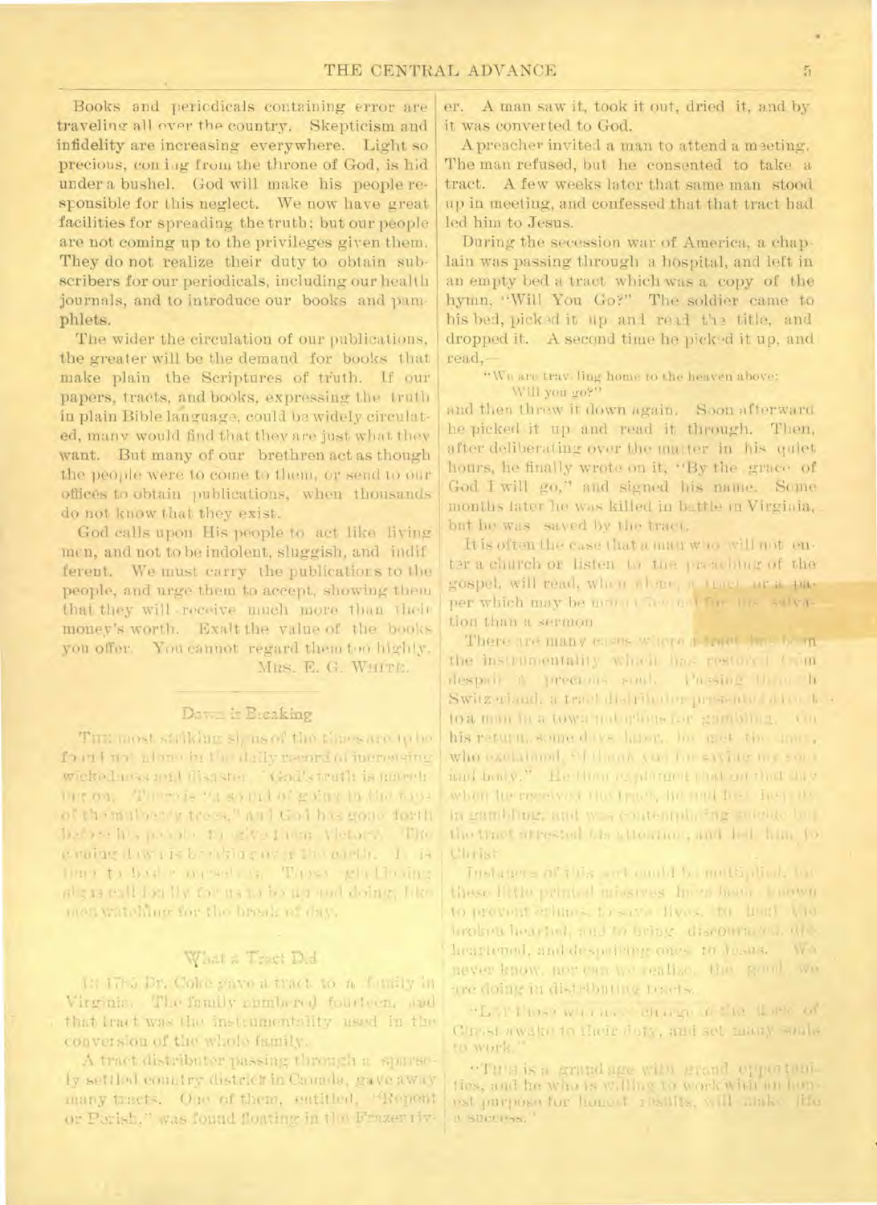Books and periodicals containing error are traveling all over the country. Skepticism and infidelity are increasing everywhere. Light so precious, coming from the throne of God, is hid under a bushel. God will make his people responsible for this neglect. We now have great facilities for spreading the truth; but our people are not coming up to the privileges given them. They do not realize their duty to obtain subscribers for our periodicals, including our health journals, and to introduce our books and pamphlets.

The wider the circulation of our publications, the greater will be the demand for books that make plain the Scriptures of truth. If our papers, tracts, and books, expressing the truth in plain Bible language, could be widely circulated, many would find that they are just what they want. But many of our brethren act as though the people were to come to them, or send to our offices to obtain publications, when thousands do not know that they exist.

God calls upon His people to act like living men, and not to be indolent, sluggish, and indifferent. We must carry the publications to the people, and urge them to accept, showing them that they will receive much more than their money's worth. Exalt the value of the books you offer. You cannot regard them too highly.

MRS. E. G. WHITE.

## Dawn is Breaking

THE most striking signs of the times are to be found not alone in the daily record of increasing wickedness and disaster. God's truth is marching on. There is "a sound of going in the tops of the mulberry trees," and God has gone forth before his people to give them victory. The evening dawn is breaking over the earth. It is time to bestir ourselves. These glad tidings should call loudly for us to be up and doing, like men watching for the break of day.

## What a Tract Did

IN 1785 Dr. Coke gave a tract to a family in Virginia. The family numbered fourteen, and that tract was the instrumentality used in the conversion of the whole family.

A tract distributer passing through a sparsely settled country district in Canada, gave away many tracts. One of them, entitled, "Repent or Perish," was found floating in the Frazer river. A man saw it, took it out, dried it, and by it was converted to God.

A preacher invited a man to attend a meeting. The man refused, but he consented to take a tract. A few weeks later that same man stood up in meeting, and confessed that that tract had led him to Jesus.

During the secession war of America, a chaplain was passing through a hospital, and left in an empty bed a tract which was a copy of the hymn, "Will You Go?" The soldier came to his bed, picked it up and read the title, and dropped it. A second time he picked it up, and read,—

"We are traveling home to the heaven above;
Will you go?"

and then threw it down again. Soon afterward he picked it up and read it through. Then, after deliberating over the matter in his quiet hours, he finally wrote on it, "By the grace of God I will go," and signed his name. Some months later he was killed in battle in Virginia, but he was saved by the tract.

It is often the case that a man who will not enter a church or listen to the preaching of the gospel, will read, when alone, a tract or a paper which may be more effectual for his salvation than a sermon.

There are many cases where a tract has been the instrumentality which has restored from despair a precious soul. Passing through Switzerland, a tract distributer presented a tract to a man in a town notorious for gambling. On his return, some days later, he met the man, who exclaimed, "I thank you for saving my soul and body." He then explained that on that day when he received the tract, he had lost heavily in gambling, and was contemplating suicide, but the tract arrested his attention, and led him to Christ.

Instances of this sort could be multiplied, for these little printed missives have been known to prevent crimes, to save lives, to heal the broken hearted, and to bring discouraged, disheartened, and despairing ones to Jesus. We never know, nor can we realize, the good we are doing in distributing tracts.

"LET those who have charge of the flock of Christ awake to their duty, and set many souls to work."

"THIS is a grand age with grand opportunities, and he who is willing to work with an honest purpose for honest results, will make life a success."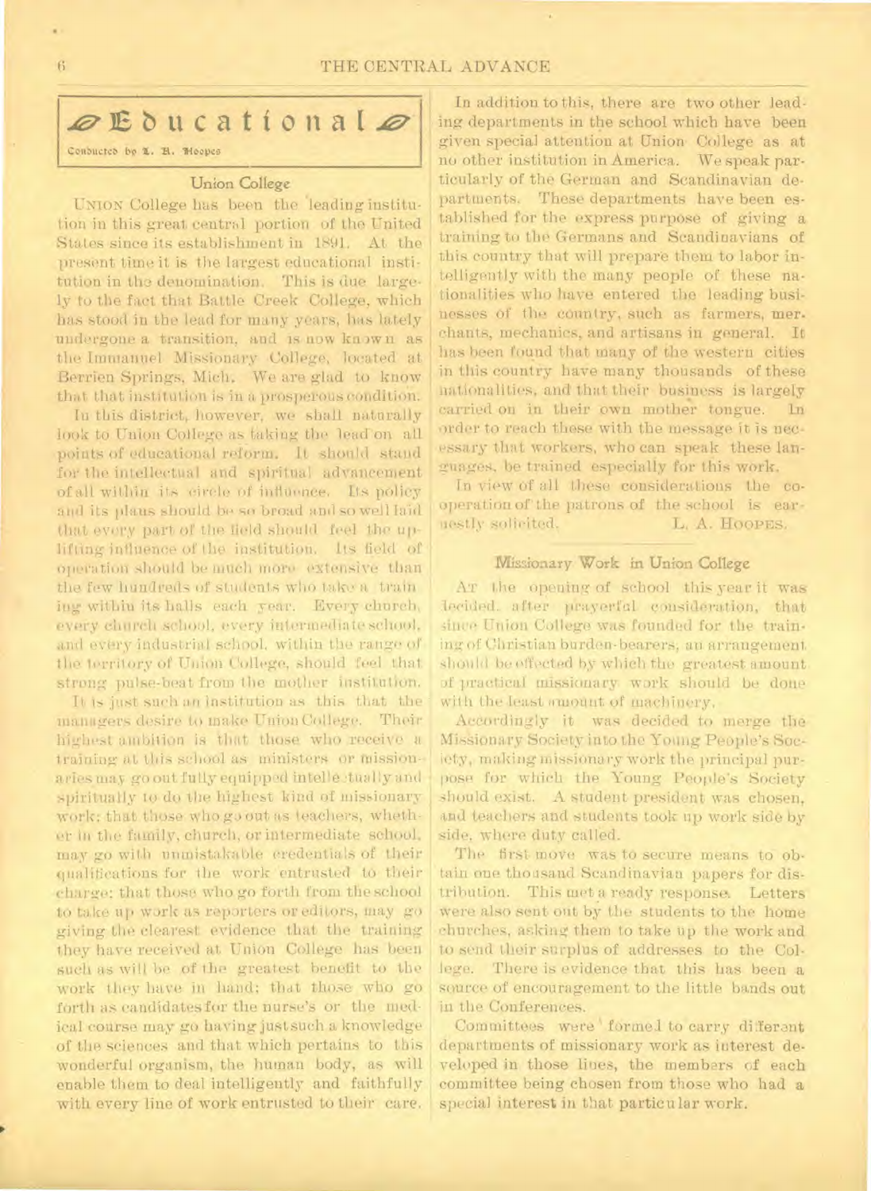## Educational

Conducted by L. A. Hoopes

### Union College

UNION College has been the leading institution in this great central portion of the United States since its establishment in 1891. At the present time it is the largest educational institution in the denomination. This is due largely to the fact that Battle Creek College, which has stood in the lead for many years, has lately undergone a transition, and is now known as the Immanuel Missionary College, located at Berrien Springs, Mich. We are glad to know that that institution is in a prosperous condition.

In this district, however, we shall naturally look to Union College as taking the lead on all points of educational reform. It should stand for the intellectual and spiritual advancement of all within its circle of influence. Its policy and its plans should be so broad and so well laid that every part of the field should feel the uplifting influence of the institution. Its field of operation should be much more extensive than the few hundreds of students who take a training within its halls each year. Every church, every church school, every intermediate school, and every industrial school, within the range of the territory of Union College, should feel that strong pulse-beat from the mother institution.

It is just such an institution as this that the managers desire to make Union College. Their highest ambition is that those who receive a training at this school as ministers or missionaries may go out fully equipped intellectually and spiritually to do the highest kind of missionary work; that those who go out as teachers, whether in the family, church, or intermediate school, may go with unmistakable credentials of their qualifications for the work entrusted to their charge; that those who go forth from the school to take up work as reporters or editors, may go giving the clearest evidence that the training they have received at Union College has been such as will be of the greatest benefit to the work they have in hand; that those who go forth as candidates for the nurse's or the medical course may go having just such a knowledge of the sciences and that which pertains to this wonderful organism, the human body, as will enable them to deal intelligently and faithfully with every line of work entrusted to their care.

In addition to this, there are two other leading departments in the school which have been given special attention at Union College as at no other institution in America. We speak particularly of the German and Scandinavian departments. These departments have been established for the express purpose of giving a training to the Germans and Scandinavians of this country that will prepare them to labor intelligently with the many people of these nationalities who have entered the leading businesses of the country, such as farmers, merchants, mechanics, and artisans in general. It has been found that many of the western cities in this country have many thousands of these nationalities, and that their business is largely carried on in their own mother tongue. In order to reach these with the message it is necessary that workers, who can speak these languages, be trained especially for this work.

In view of all these considerations the cooperation of the patrons of the school is earnestly solicited.

L. A. HOOPES.

### Missionary Work in Union College

AT the opening of school this year it was decided, after prayerful consideration, that since Union College was founded for the training of Christian burden-bearers, an arrangement should be effected by which the greatest amount of practical missionary work should be done with the least amount of machinery.

Accordingly it was decided to merge the Missionary Society into the Young People's Society, making missionary work the principal purpose for which the Young People's Society should exist. A student president was chosen, and teachers and students took up work side by side, where duty called.

The first move was to secure means to obtain one thousand Scandinavian papers for distribution. This met a ready response. Letters were also sent out by the students to the home churches, asking them to take up the work and to send their surplus of addresses to the College. There is evidence that this has been a source of encouragement to the little bands out in the Conferences.

Committees were formed to carry different departments of missionary work as interest developed in those lines, the members of each committee being chosen from those who had a special interest in that particular work.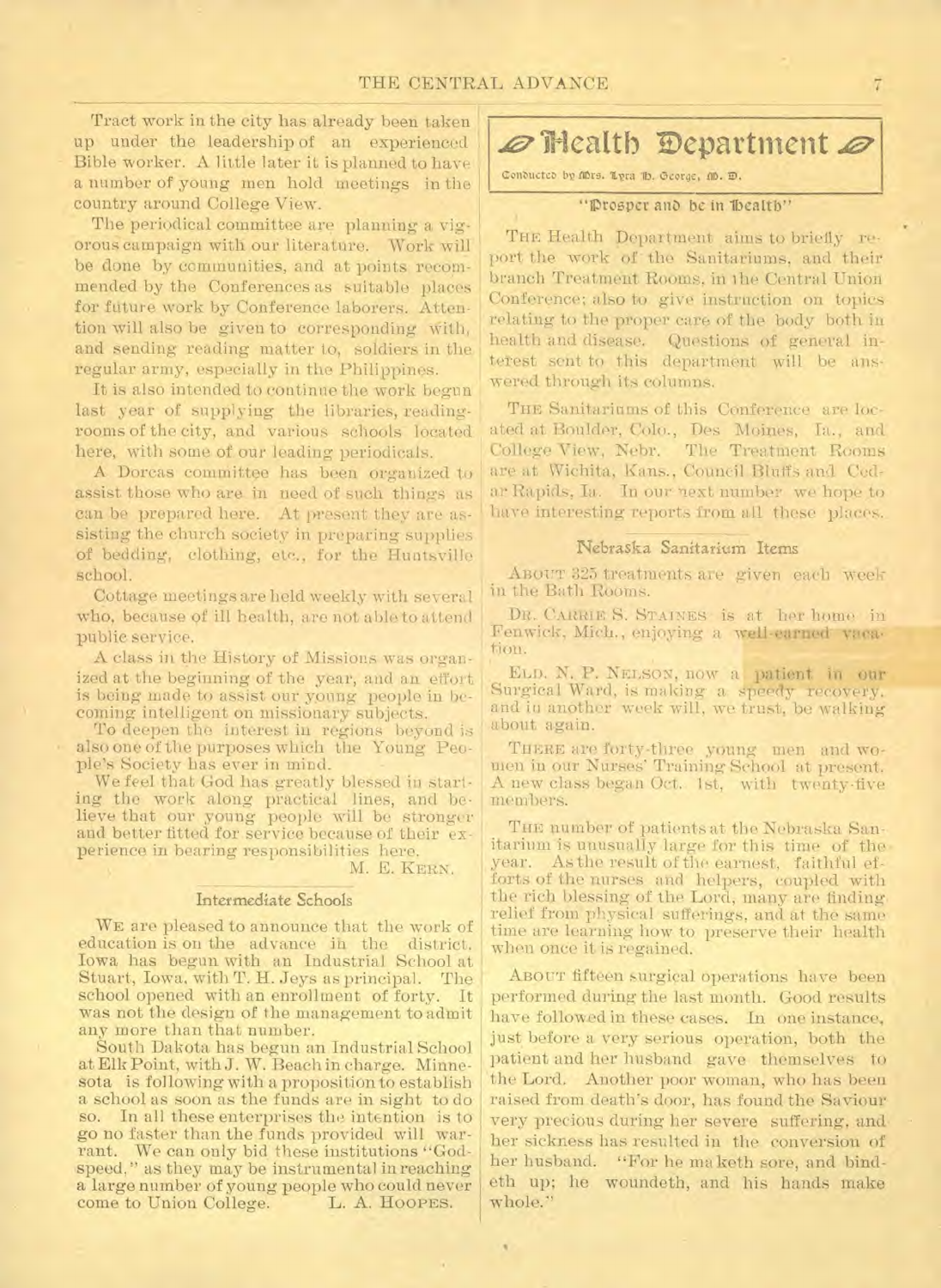Tract work in the city has already been taken up under the leadership of an experienced Bible worker. A little later it is planned to have a number of young men hold meetings in the country around College View.

The periodical committee are planning a vigorous campaign with our literature. Work will be done by communities, and at points recommended by the Conferences as suitable places for future work by Conference laborers. Attention will also be given to corresponding with, and sending reading matter to, soldiers in the regular army, especially in the Philippines.

It is also intended to continue the work begun last year of supplying the libraries, reading-rooms of the city, and various schools located here, with some of our leading periodicals.

A Dorcas committee has been organized to assist those who are in need of such things as can be prepared here. At present they are assisting the church society in preparing supplies of bedding, clothing, etc., for the Huntsville school.

Cottage meetings are held weekly with several who, because of ill health, are not able to attend public service.

A class in the History of Missions was organized at the beginning of the year, and an effort is being made to assist our young people in becoming intelligent on missionary subjects.

To deepen the interest in regions beyond is also one of the purposes which the Young People's Society has ever in mind.

We feel that God has greatly blessed in starting the work along practical lines, and believe that our young people will be stronger and better fitted for service because of their experience in bearing responsibilities here.

M. E. KERN.

### Intermediate Schools

WE are pleased to announce that the work of education is on the advance in the district. Iowa has begun with an Industrial School at Stuart, Iowa, with T. H. Jeys as principal. The school opened with an enrollment of forty. It was not the design of the management to admit any more than that number.

South Dakota has begun an Industrial School at Elk Point, with J. W. Beach in charge. Minnesota is following with a proposition to establish a school as soon as the funds are in sight to do so. In all these enterprises the intention is to go no faster than the funds provided will warrant. We can only bid these institutions "Godspeed," as they may be instrumental in reaching a large number of young people who could never come to Union College.

L. A. HOOPES.

## Health Department

Conducted by Mrs. Lyra H. George, M. D.

"Prosper and be in health"

THE Health Department aims to briefly report the work of the Sanitariums, and their branch Treatment Rooms, in the Central Union Conference; also to give instruction on topics relating to the proper care of the body both in health and disease. Questions of general interest sent to this department will be answered through its columns.

THE Sanitariums of this Conference are located at Boulder, Colo., Des Moines, Ia., and College View, Nebr. The Treatment Rooms are at Wichita, Kans., Council Bluffs and Cedar Rapids, Ia. In our next number we hope to have interesting reports from all these places.

### Nebraska Sanitarium Items

ABOUT 325 treatments are given each week in the Bath Rooms.

DR. CARRIE S. STAINES is at her home in Fenwick, Mich., enjoying a well-earned vacation.

ELD. N. P. NELSON, now a patient in our Surgical Ward, is making a speedy recovery, and in another week will, we trust, be walking about again.

THERE are forty-three young men and women in our Nurses' Training School at present. A new class began Oct. 1st, with twenty-five members.

THE number of patients at the Nebraska Sanitarium is unusually large for this time of the year. As the result of the earnest, faithful efforts of the nurses and helpers, coupled with the rich blessing of the Lord, many are finding relief from physical sufferings, and at the same time are learning how to preserve their health when once it is regained.

ABOUT fifteen surgical operations have been performed during the last month. Good results have followed in these cases. In one instance, just before a very serious operation, both the patient and her husband gave themselves to the Lord. Another poor woman, who has been raised from death's door, has found the Saviour very precious during her severe suffering, and her sickness has resulted in the conversion of her husband. "For he maketh sore, and bindeth up; he woundeth, and his hands make whole."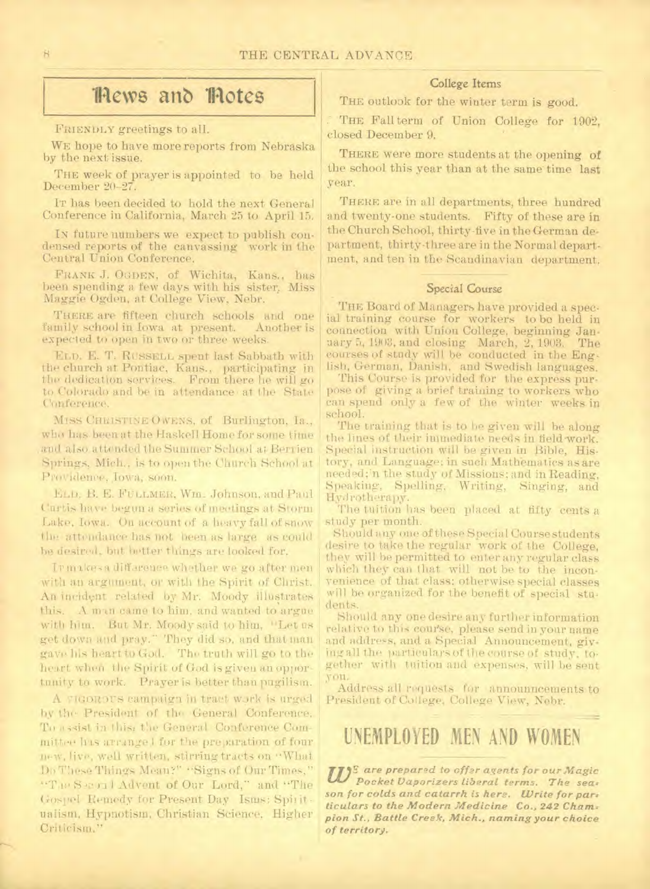# News and Notes

FRIENDLY greetings to all.

WE hope to have more reports from Nebraska by the next issue.

THE week of prayer is appointed to be held December 20-27.

IT has been decided to hold the next General Conference in California, March 25 to April 15.

IN future numbers we expect to publish condensed reports of the canvassing work in the Central Union Conference.

FRANK J. OGDEN, of Wichita, Kans., has been spending a few days with his sister, Miss Maggie Ogden, at College View, Nebr.

THERE are fifteen church schools and one family school in Iowa at present. Another is expected to open in two or three weeks.

ELD. E. T. RUSSELL spent last Sabbath with the church at Pontiac, Kans., participating in the dedication services. From there he will go to Colorado and be in attendance at the State Conference.

MISS CHRISTINE OWENS, of Burlington, Ia., who has been at the Haskell Home for some time and also attended the Summer School at Berrien Springs, Mich., is to open the Church School at Providence, Iowa, soon.

ELD. B. E. FULLMER, Wm. Johnson, and Paul Curtis have begun a series of meetings at Storm Lake, Iowa. On account of a heavy fall of snow the attendance has not been as large as could be desired, but better things are looked for.

IT makes a difference whether we go after men with an argument, or with the Spirit of Christ. An incident related by Mr. Moody illustrates this. A man came to him, and wanted to argue with him. But Mr. Moody said to him, "Let us get down and pray." They did so, and that man gave his heart to God. The truth will go to the heart when the Spirit of God is given an opportunity to work. Prayer is better than pugilism.

A VIGOROUS campaign in tract work is urged by the President of the General Conference. To assist in this, the General Conference Committee has arranged for the preparation of four new, live, well written, stirring tracts on "What Do These Things Mean?" "Signs of Our Times," "The Second Advent of Our Lord," and "The Gospel Remedy for Present Day Isms: Spiritualism, Hypnotism, Christian Science, Higher Criticism."

## College Items

THE outlook for the winter term is good.

THE Fall term of Union College for 1902, closed December 9.

THERE were more students at the opening of the school this year than at the same time last year.

THERE are in all departments, three hundred and twenty-one students. Fifty of these are in the Church School, thirty-five in the German department, thirty-three are in the Normal department, and ten in the Scandinavian department.

## Special Course

THE Board of Managers have provided a special training course for workers to be held in connection with Union College, beginning January 5, 1903, and closing March, 2, 1903. The courses of study will be conducted in the English, German, Danish, and Swedish languages.

This Course is provided for the express purpose of giving a brief training to workers who can spend only a few of the winter weeks in school.

The training that is to be given will be along the lines of their immediate needs in field-work. Special instruction will be given in Bible, History, and Language; in such Mathematics as are needed; in the study of Missions; and in Reading, Speaking, Spelling, Writing, Singing, and Hydrotherapy.

The tuition has been placed at fifty cents a study per month.

Should any one of these Special Course students desire to take the regular work of the College, they will be permitted to enter any regular class which they can that will not be to the inconvenience of that class; otherwise special classes will be organized for the benefit of special students.

Should any one desire any further information relative to this course, please send in your name and address, and a Special Announcement, giving all the particulars of the course of study, together with tuition and expenses, will be sent you.

Address all requests for announcements to President of College, College View, Nebr.

# UNEMPLOYED MEN AND WOMEN

*WE are prepared to offer agents for our Magic Pocket Vaporizers liberal terms. The season for colds and catarrh is here. Write for particulars to the Modern Medicine Co., 242 Champion St., Battle Creek, Mich., naming your choice of territory.*